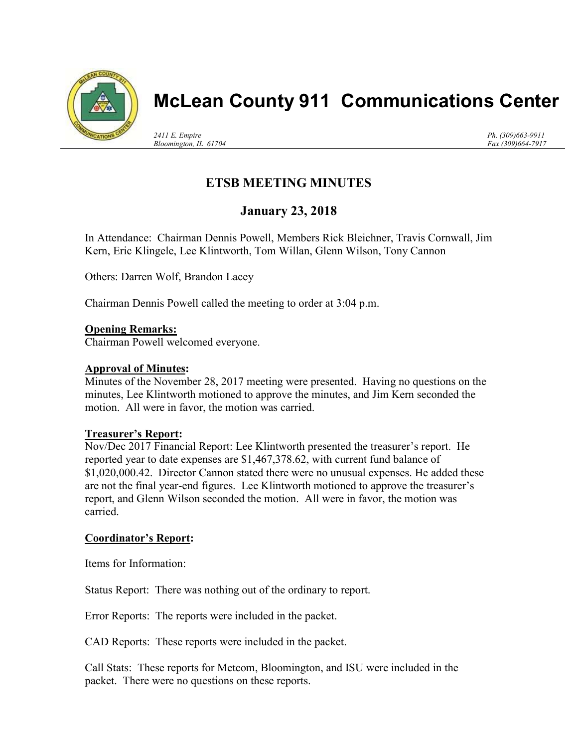# McLean County 911 Communications Center

*2411 E. Empire*
*Bloomington, IL 61704*

*Ph. (309)663-9911*
*Fax (309)664-7917*

## ETSB MEETING MINUTES

## January 23, 2018

In Attendance: Chairman Dennis Powell, Members Rick Bleichner, Travis Cornwall, Jim Kern, Eric Klingele, Lee Klintworth, Tom Willan, Glenn Wilson, Tony Cannon

Others: Darren Wolf, Brandon Lacey

Chairman Dennis Powell called the meeting to order at 3:04 p.m.

**Opening Remarks:**
Chairman Powell welcomed everyone.

**Approval of Minutes:**
Minutes of the November 28, 2017 meeting were presented. Having no questions on the minutes, Lee Klintworth motioned to approve the minutes, and Jim Kern seconded the motion. All were in favor, the motion was carried.

**Treasurer's Report:**
Nov/Dec 2017 Financial Report: Lee Klintworth presented the treasurer's report. He reported year to date expenses are $1,467,378.62, with current fund balance of $1,020,000.42. Director Cannon stated there were no unusual expenses. He added these are not the final year-end figures. Lee Klintworth motioned to approve the treasurer's report, and Glenn Wilson seconded the motion. All were in favor, the motion was carried.

**Coordinator's Report:**

Items for Information:

Status Report: There was nothing out of the ordinary to report.

Error Reports: The reports were included in the packet.

CAD Reports: These reports were included in the packet.

Call Stats: These reports for Metcom, Bloomington, and ISU were included in the packet. There were no questions on these reports.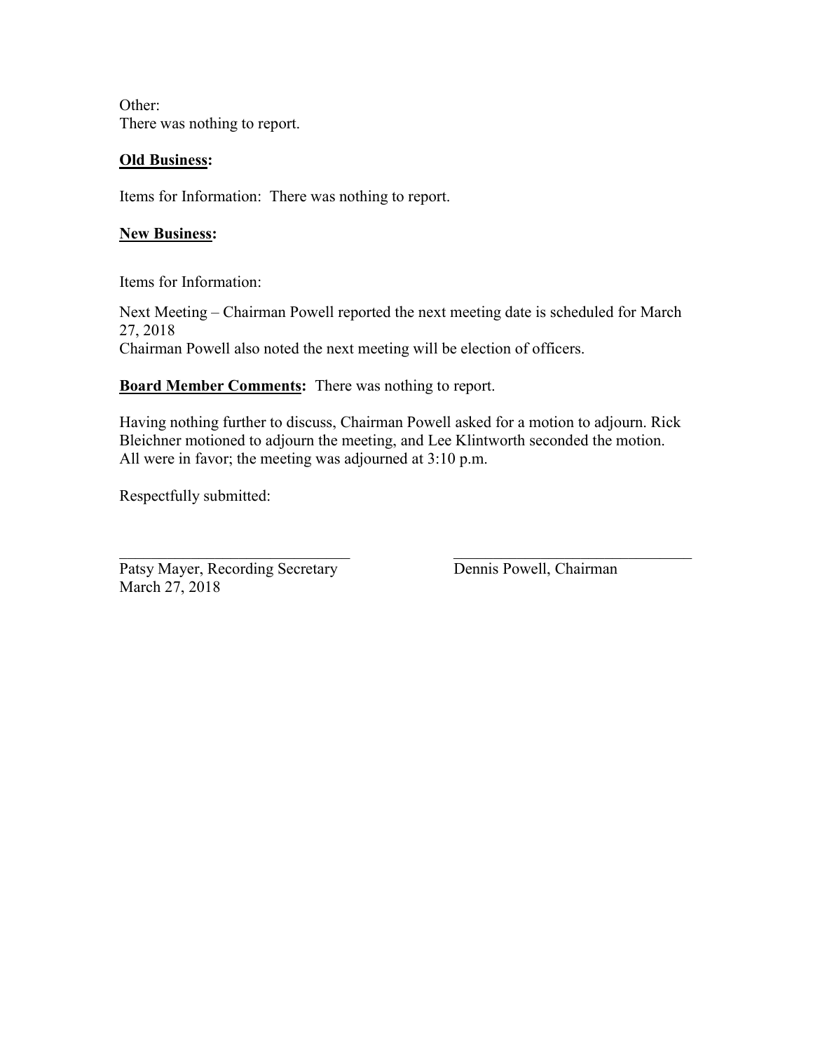Other:
There was nothing to report.

**Old Business:**

Items for Information: There was nothing to report.

**New Business:**

Items for Information:

Next Meeting – Chairman Powell reported the next meeting date is scheduled for March 27, 2018
Chairman Powell also noted the next meeting will be election of officers.

**Board Member Comments:** There was nothing to report.

Having nothing further to discuss, Chairman Powell asked for a motion to adjourn. Rick Bleichner motioned to adjourn the meeting, and Lee Klintworth seconded the motion. All were in favor; the meeting was adjourned at 3:10 p.m.

Respectfully submitted:

______________________________ ______________________________

Patsy Mayer, Recording Secretary
March 27, 2018

Dennis Powell, Chairman